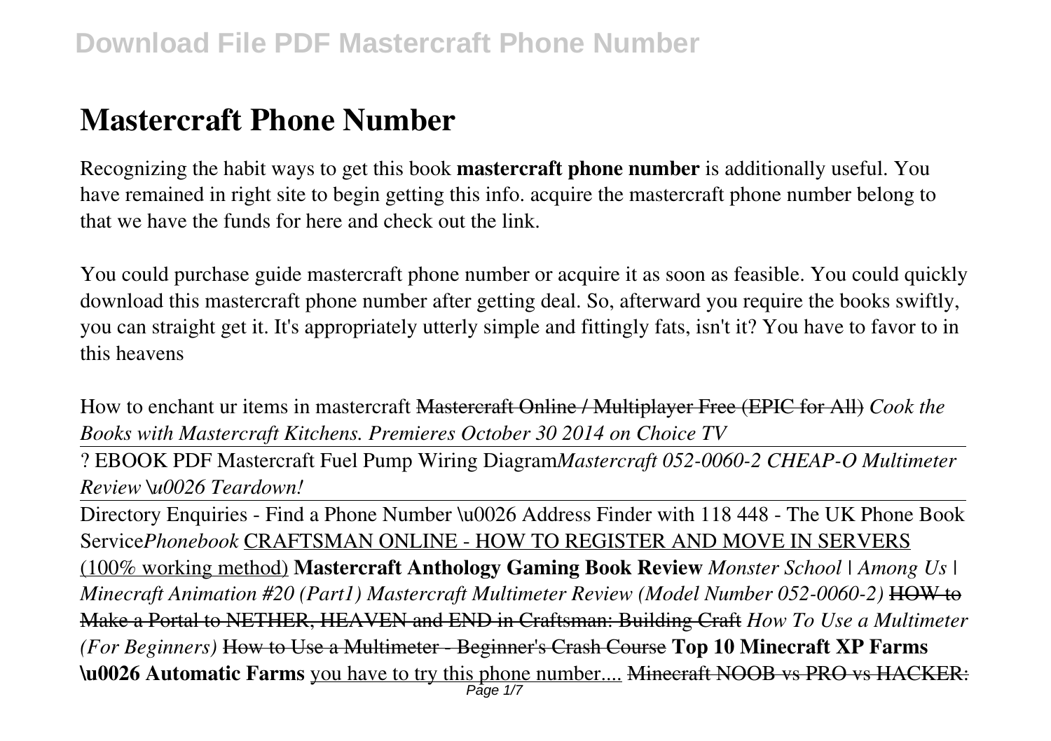# Mastercraft Phone Number

Recognizing the habit ways to get this book **mastercraft phone number** is additionally useful. You have remained in right site to begin getting this info. acquire the mastercraft phone number belong to that we have the funds for here and check out the link.

You could purchase guide mastercraft phone number or acquire it as soon as feasible. You could quickly download this mastercraft phone number after getting deal. So, afterward you require the books swiftly, you can straight get it. It's appropriately utterly simple and fittingly fats, isn't it? You have to favor to in this heavens

How to enchant ur items in mastercraft ~~Mastercraft Online / Multiplayer Free (EPIC for All)~~ *Cook the Books with Mastercraft Kitchens. Premieres October 30 2014 on Choice TV*

? EBOOK PDF Mastercraft Fuel Pump Wiring Diagram*Mastercraft 052-0060-2 CHEAP-O Multimeter Review \u0026 Teardown!*

Directory Enquiries - Find a Phone Number \u0026 Address Finder with 118 448 - The UK Phone Book Service*Phonebook* CRAFTSMAN ONLINE - HOW TO REGISTER AND MOVE IN SERVERS (100% working method) **Mastercraft Anthology Gaming Book Review** *Monster School | Among Us | Minecraft Animation #20 (Part1) Mastercraft Multimeter Review (Model Number 052-0060-2)* ~~HOW to Make a Portal to NETHER, HEAVEN and END in Craftsman: Building Craft~~ *How To Use a Multimeter (For Beginners)* ~~How to Use a Multimeter - Beginner's Crash Course~~ **Top 10 Minecraft XP Farms \u0026 Automatic Farms** you have to try this phone number.... ~~Minecraft NOOB vs PRO vs HACKER:~~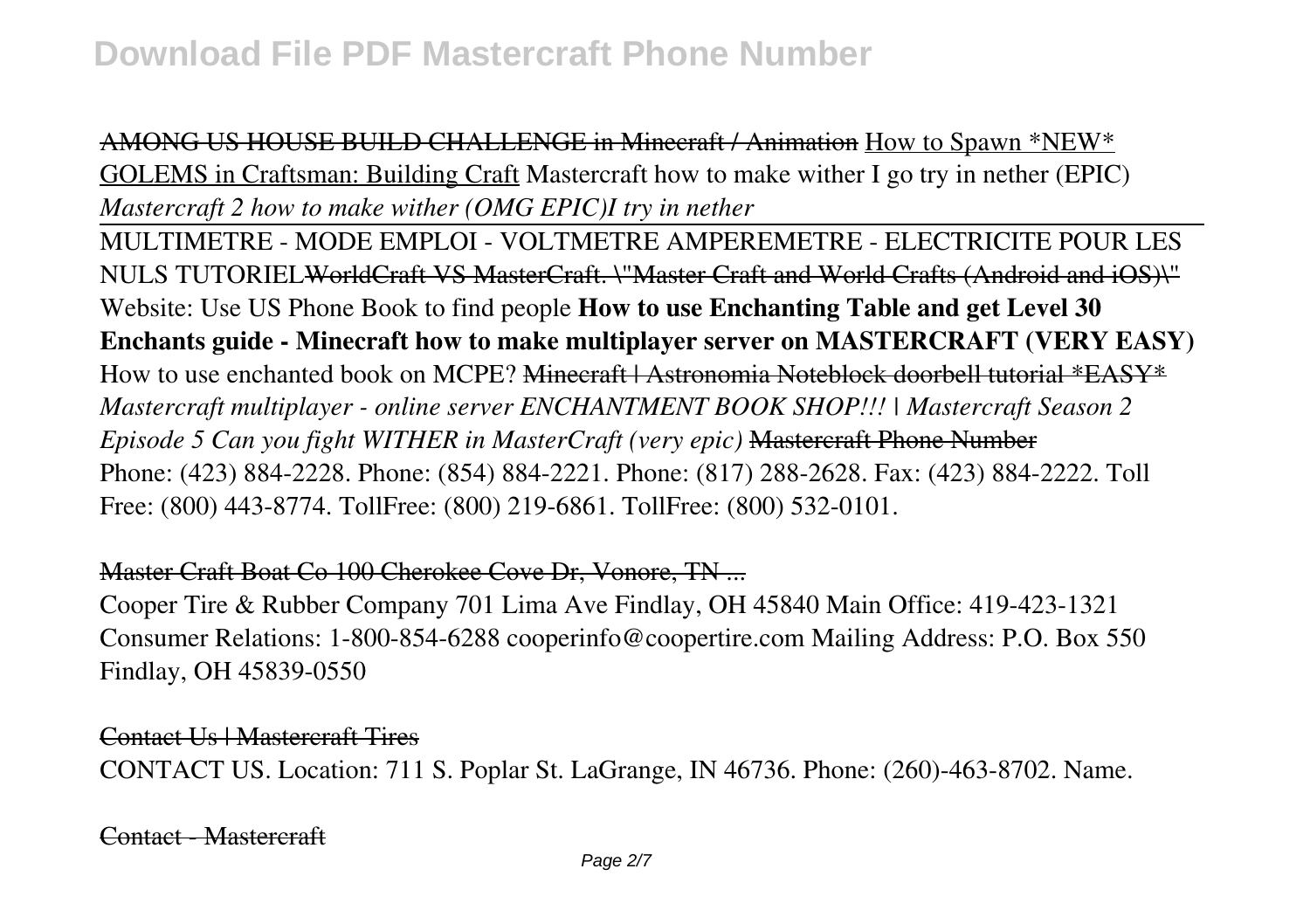AMONG US HOUSE BUILD CHALLENGE in Minecraft / Animation How to Spawn *NEW* GOLEMS in Craftsman: Building Craft Mastercraft how to make wither I go try in nether (EPIC) *Mastercraft 2 how to make wither (OMG EPIC)I try in nether*

MULTIMETRE - MODE EMPLOI - VOLTMETRE AMPEREMETRE - ELECTRICITE POUR LES NULS TUTORIEL WorldCraft VS MasterCraft. \"Master Craft and World Crafts (Android and iOS)\" Website: Use US Phone Book to find people **How to use Enchanting Table and get Level 30 Enchants guide - Minecraft how to make multiplayer server on MASTERCRAFT (VERY EASY)** How to use enchanted book on MCPE? Minecraft | Astronomia Noteblock doorbell tutorial *EASY* *Mastercraft multiplayer - online server ENCHANTMENT BOOK SHOP!!! | Mastercraft Season 2 Episode 5 Can you fight WITHER in MasterCraft (very epic)* Mastercraft Phone Number

Phone: (423) 884-2228. Phone: (854) 884-2221. Phone: (817) 288-2628. Fax: (423) 884-2222. Toll Free: (800) 443-8774. TollFree: (800) 219-6861. TollFree: (800) 532-0101.

Master Craft Boat Co 100 Cherokee Cove Dr, Vonore, TN ...

Cooper Tire & Rubber Company 701 Lima Ave Findlay, OH 45840 Main Office: 419-423-1321 Consumer Relations: 1-800-854-6288 cooperinfo@coopertire.com Mailing Address: P.O. Box 550 Findlay, OH 45839-0550

Contact Us | Mastercraft Tires

CONTACT US. Location: 711 S. Poplar St. LaGrange, IN 46736. Phone: (260)-463-8702. Name.

Contact - Mastercraft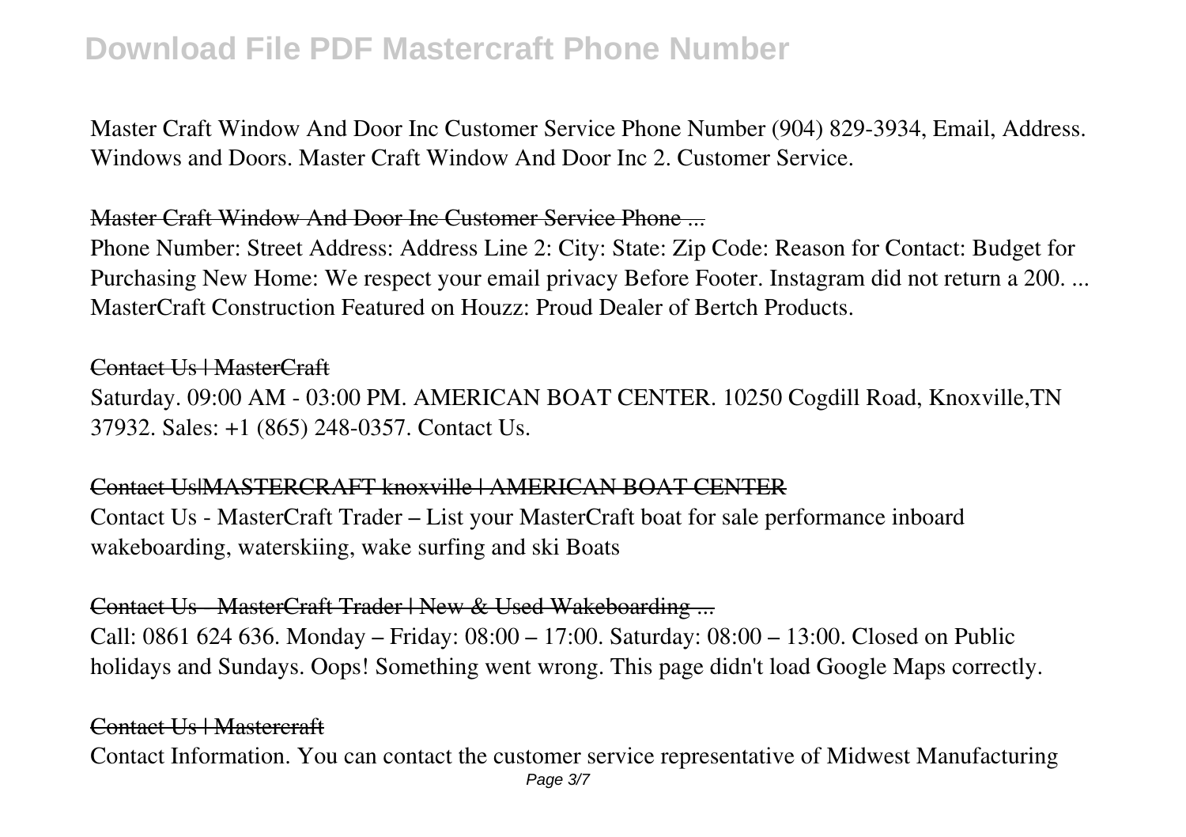Master Craft Window And Door Inc Customer Service Phone Number (904) 829-3934, Email, Address. Windows and Doors. Master Craft Window And Door Inc 2. Customer Service.

~~Master Craft Window And Door Inc Customer Service Phone ...~~

Phone Number: Street Address: Address Line 2: City: State: Zip Code: Reason for Contact: Budget for Purchasing New Home: We respect your email privacy Before Footer. Instagram did not return a 200. ... MasterCraft Construction Featured on Houzz: Proud Dealer of Bertch Products.

~~Contact Us | MasterCraft~~

Saturday. 09:00 AM - 03:00 PM. AMERICAN BOAT CENTER. 10250 Cogdill Road, Knoxville,TN 37932. Sales: +1 (865) 248-0357. Contact Us.

~~Contact Us|MASTERCRAFT knoxville | AMERICAN BOAT CENTER~~

Contact Us - MasterCraft Trader – List your MasterCraft boat for sale performance inboard wakeboarding, waterskiing, wake surfing and ski Boats

~~Contact Us - MasterCraft Trader | New & Used Wakeboarding ...~~

Call: 0861 624 636. Monday – Friday: 08:00 – 17:00. Saturday: 08:00 – 13:00. Closed on Public holidays and Sundays. Oops! Something went wrong. This page didn't load Google Maps correctly.

~~Contact Us | Mastercraft~~

Contact Information. You can contact the customer service representative of Midwest Manufacturing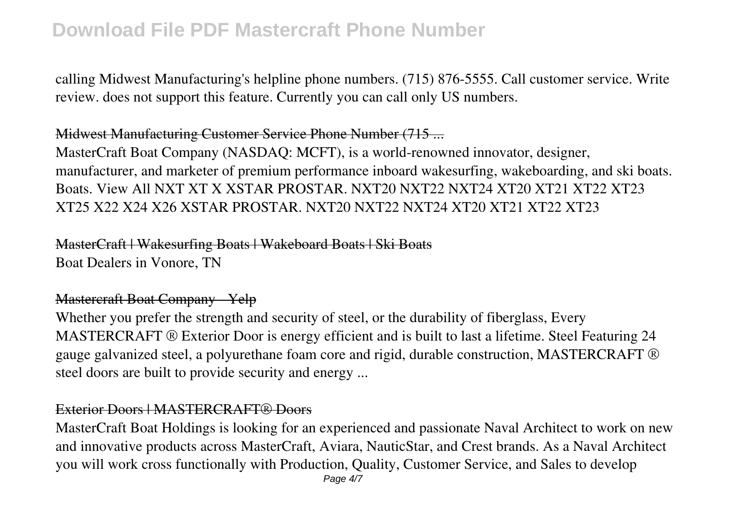calling Midwest Manufacturing's helpline phone numbers. (715) 876-5555. Call customer service. Write review. does not support this feature. Currently you can call only US numbers.

### Midwest Manufacturing Customer Service Phone Number (715 ...

MasterCraft Boat Company (NASDAQ: MCFT), is a world-renowned innovator, designer, manufacturer, and marketer of premium performance inboard wakesurfing, wakeboarding, and ski boats. Boats. View All NXT XT X XSTAR PROSTAR. NXT20 NXT22 NXT24 XT20 XT21 XT22 XT23 XT25 X22 X24 X26 XSTAR PROSTAR. NXT20 NXT22 NXT24 XT20 XT21 XT22 XT23

### MasterCraft | Wakesurfing Boats | Wakeboard Boats | Ski Boats

Boat Dealers in Vonore, TN

### Mastercraft Boat Company - Yelp

Whether you prefer the strength and security of steel, or the durability of fiberglass, Every MASTERCRAFT ® Exterior Door is energy efficient and is built to last a lifetime. Steel Featuring 24 gauge galvanized steel, a polyurethane foam core and rigid, durable construction, MASTERCRAFT ® steel doors are built to provide security and energy ...

### Exterior Doors | MASTERCRAFT® Doors

MasterCraft Boat Holdings is looking for an experienced and passionate Naval Architect to work on new and innovative products across MasterCraft, Aviara, NauticStar, and Crest brands. As a Naval Architect you will work cross functionally with Production, Quality, Customer Service, and Sales to develop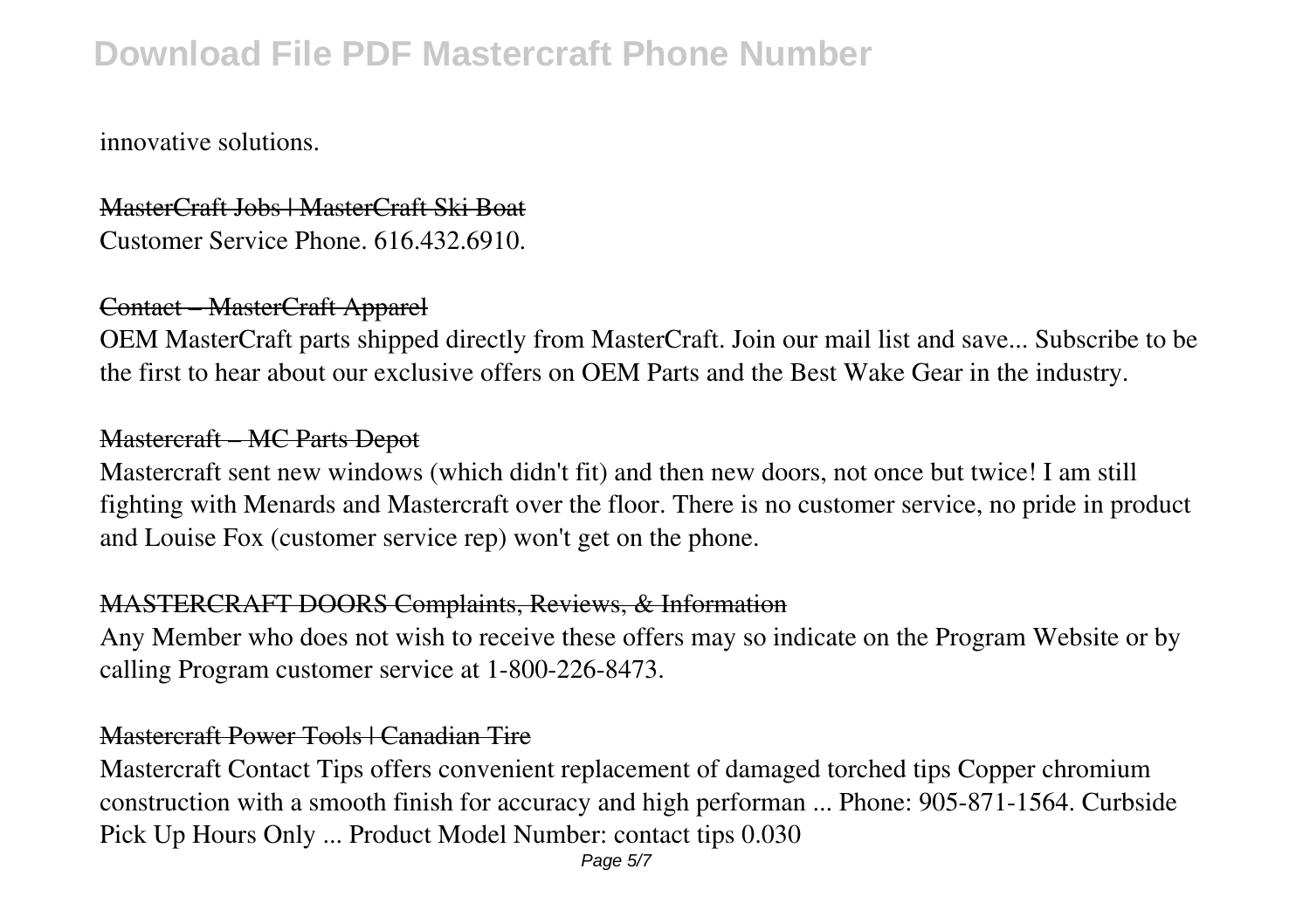innovative solutions.

MasterCraft Jobs | MasterCraft Ski Boat

Customer Service Phone. 616.432.6910.

Contact – MasterCraft Apparel

OEM MasterCraft parts shipped directly from MasterCraft. Join our mail list and save... Subscribe to be the first to hear about our exclusive offers on OEM Parts and the Best Wake Gear in the industry.

Mastercraft – MC Parts Depot

Mastercraft sent new windows (which didn't fit) and then new doors, not once but twice! I am still fighting with Menards and Mastercraft over the floor. There is no customer service, no pride in product and Louise Fox (customer service rep) won't get on the phone.

MASTERCRAFT DOORS Complaints, Reviews, & Information

Any Member who does not wish to receive these offers may so indicate on the Program Website or by calling Program customer service at 1-800-226-8473.

Mastercraft Power Tools | Canadian Tire

Mastercraft Contact Tips offers convenient replacement of damaged torched tips Copper chromium construction with a smooth finish for accuracy and high performan ... Phone: 905-871-1564. Curbside Pick Up Hours Only ... Product Model Number: contact tips 0.030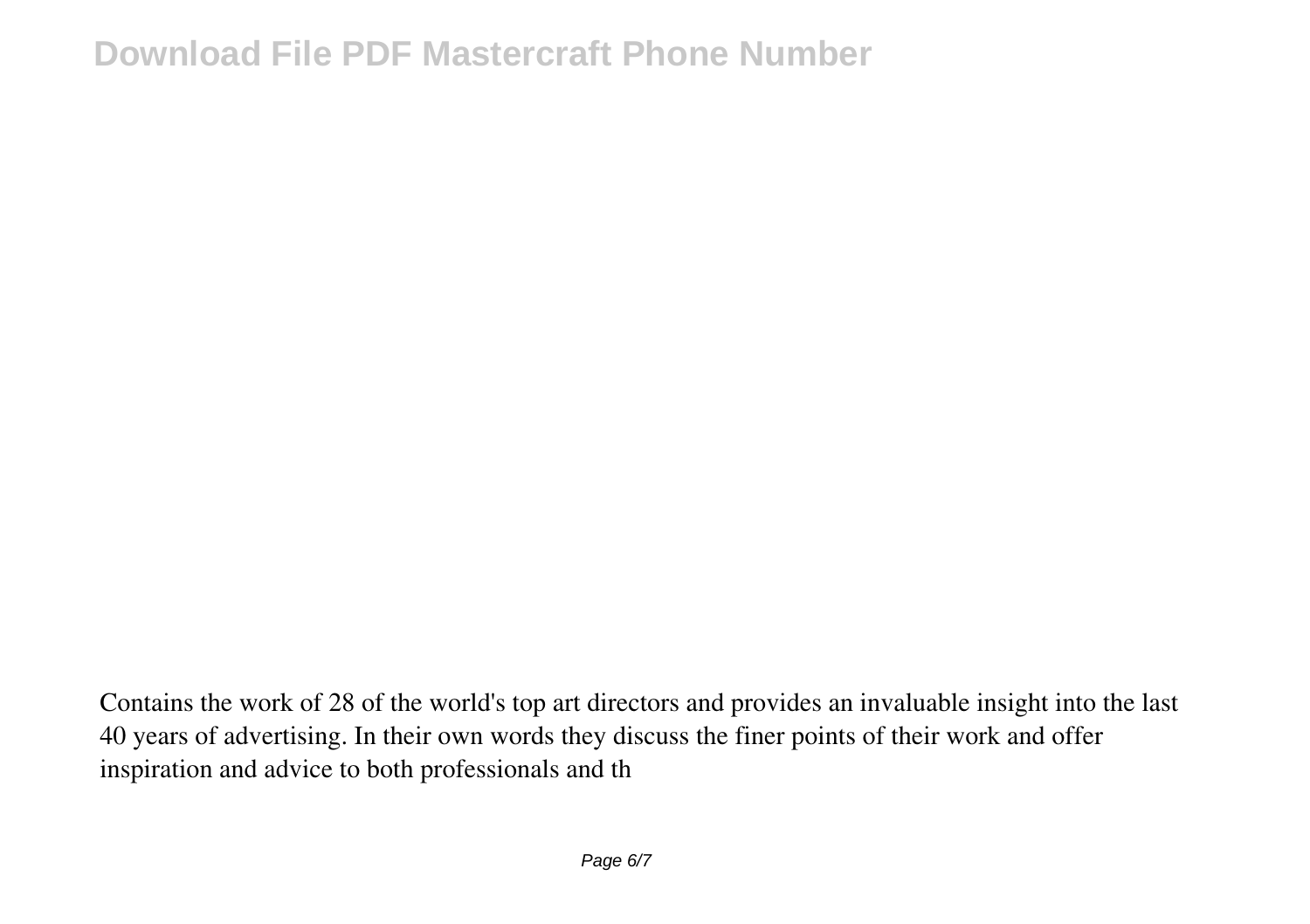Contains the work of 28 of the world's top art directors and provides an invaluable insight into the last 40 years of advertising. In their own words they discuss the finer points of their work and offer inspiration and advice to both professionals and th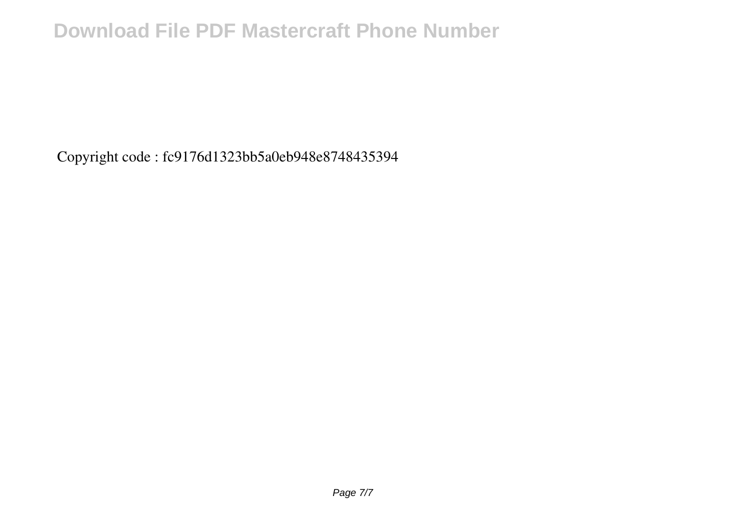Copyright code : fc9176d1323bb5a0eb948e8748435394